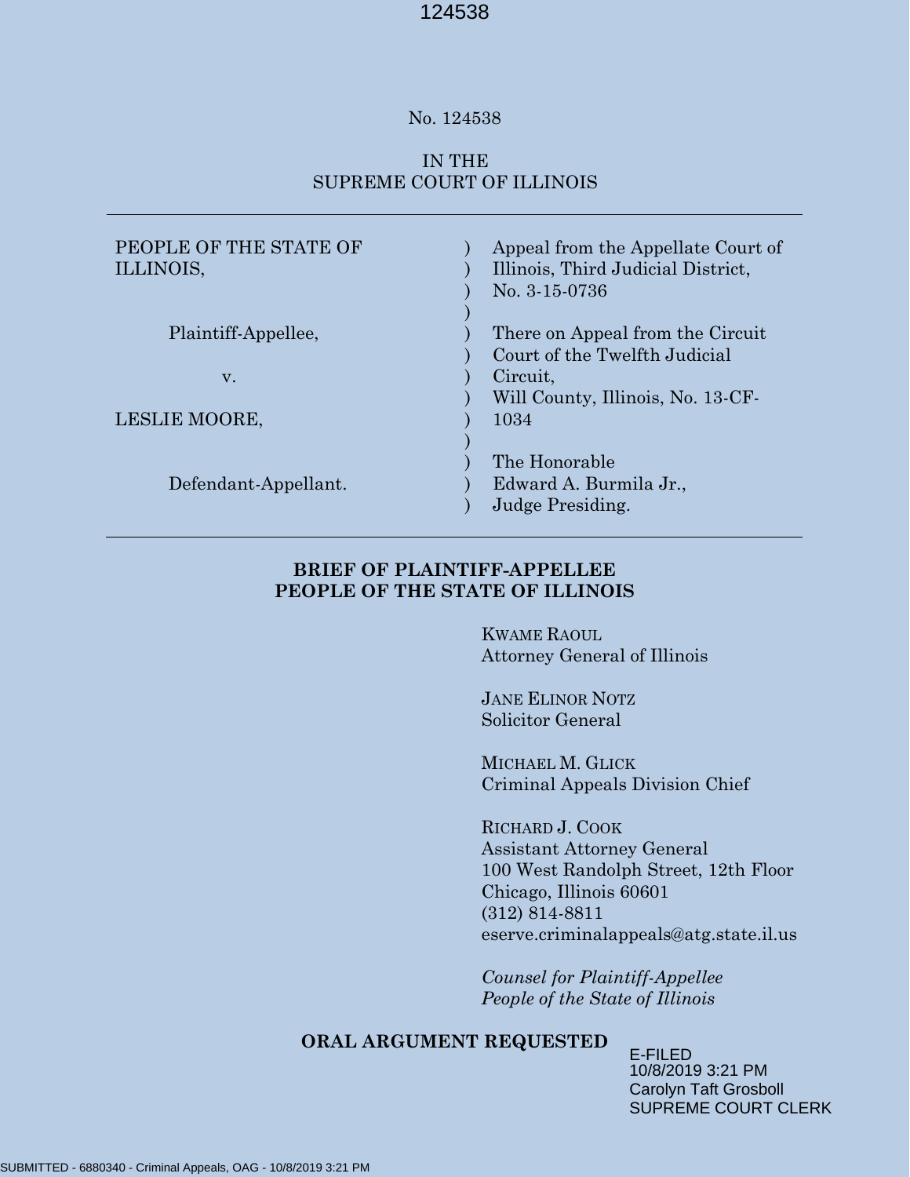No. 124538

IN THE
SUPREME COURT OF ILLINOIS

| | | |
|---|---|---|
| PEOPLE OF THE STATE OF ILLINOIS, | ) | Appeal from the Appellate Court of Illinois, Third Judicial District, No. 3-15-0736 |
| Plaintiff-Appellee, | ) | There on Appeal from the Circuit Court of the Twelfth Judicial Circuit, |
| v. | ) | Will County, Illinois, No. 13-CF-1034 |
| LESLIE MOORE, | ) | |
| Defendant-Appellant. | ) | The Honorable Edward A. Burmila Jr., Judge Presiding. |

**BRIEF OF PLAINTIFF-APPELLEE PEOPLE OF THE STATE OF ILLINOIS**

KWAME RAOUL
Attorney General of Illinois

JANE ELINOR NOTZ
Solicitor General

MICHAEL M. GLICK
Criminal Appeals Division Chief

RICHARD J. COOK
Assistant Attorney General
100 West Randolph Street, 12th Floor
Chicago, Illinois 60601
(312) 814-8811
eserve.criminalappeals@atg.state.il.us

*Counsel for Plaintiff-Appellee People of the State of Illinois*

**ORAL ARGUMENT REQUESTED**

E-FILED
10/8/2019 3:21 PM
Carolyn Taft Grosboll
SUPREME COURT CLERK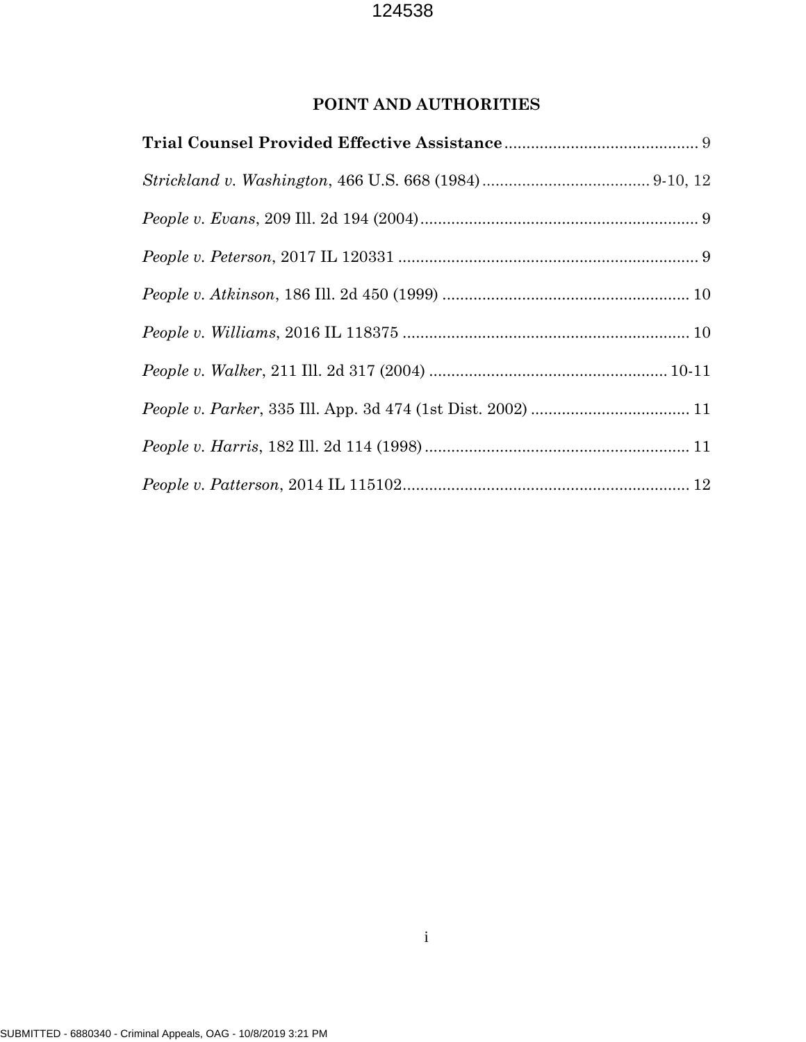# POINT AND AUTHORITIES

**Trial Counsel Provided Effective Assistance** ............................................ 9

*Strickland v. Washington*, 466 U.S. 668 (1984) ...................................... 9-10, 12

*People v. Evans*, 209 Ill. 2d 194 (2004) ............................................................... 9

*People v. Peterson*, 2017 IL 120331 .................................................................... 9

*People v. Atkinson*, 186 Ill. 2d 450 (1999) ........................................................ 10

*People v. Williams*, 2016 IL 118375 ................................................................. 10

*People v. Walker*, 211 Ill. 2d 317 (2004) ...................................................... 10-11

*People v. Parker*, 335 Ill. App. 3d 474 (1st Dist. 2002) .................................... 11

*People v. Harris*, 182 Ill. 2d 114 (1998) ............................................................ 11

*People v. Patterson*, 2014 IL 115102................................................................. 12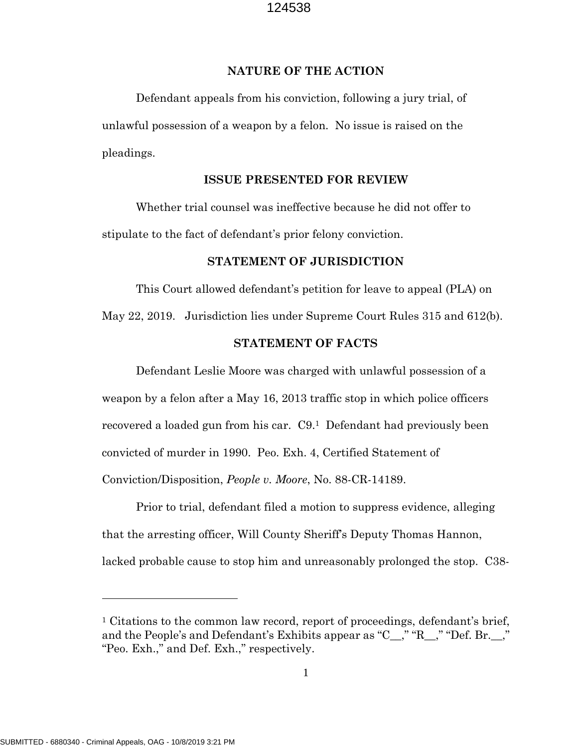## NATURE OF THE ACTION

Defendant appeals from his conviction, following a jury trial, of unlawful possession of a weapon by a felon. No issue is raised on the pleadings.

## ISSUE PRESENTED FOR REVIEW

Whether trial counsel was ineffective because he did not offer to stipulate to the fact of defendant's prior felony conviction.

## STATEMENT OF JURISDICTION

This Court allowed defendant's petition for leave to appeal (PLA) on May 22, 2019. Jurisdiction lies under Supreme Court Rules 315 and 612(b).

## STATEMENT OF FACTS

Defendant Leslie Moore was charged with unlawful possession of a weapon by a felon after a May 16, 2013 traffic stop in which police officers recovered a loaded gun from his car. C9.[1] Defendant had previously been convicted of murder in 1990. Peo. Exh. 4, Certified Statement of Conviction/Disposition, *People v. Moore*, No. 88-CR-14189.

Prior to trial, defendant filed a motion to suppress evidence, alleging that the arresting officer, Will County Sheriff's Deputy Thomas Hannon, lacked probable cause to stop him and unreasonably prolonged the stop. C38-

---

[1] Citations to the common law record, report of proceedings, defendant's brief, and the People's and Defendant's Exhibits appear as "C__," "R__," "Def. Br.__," "Peo. Exh.," and Def. Exh.," respectively.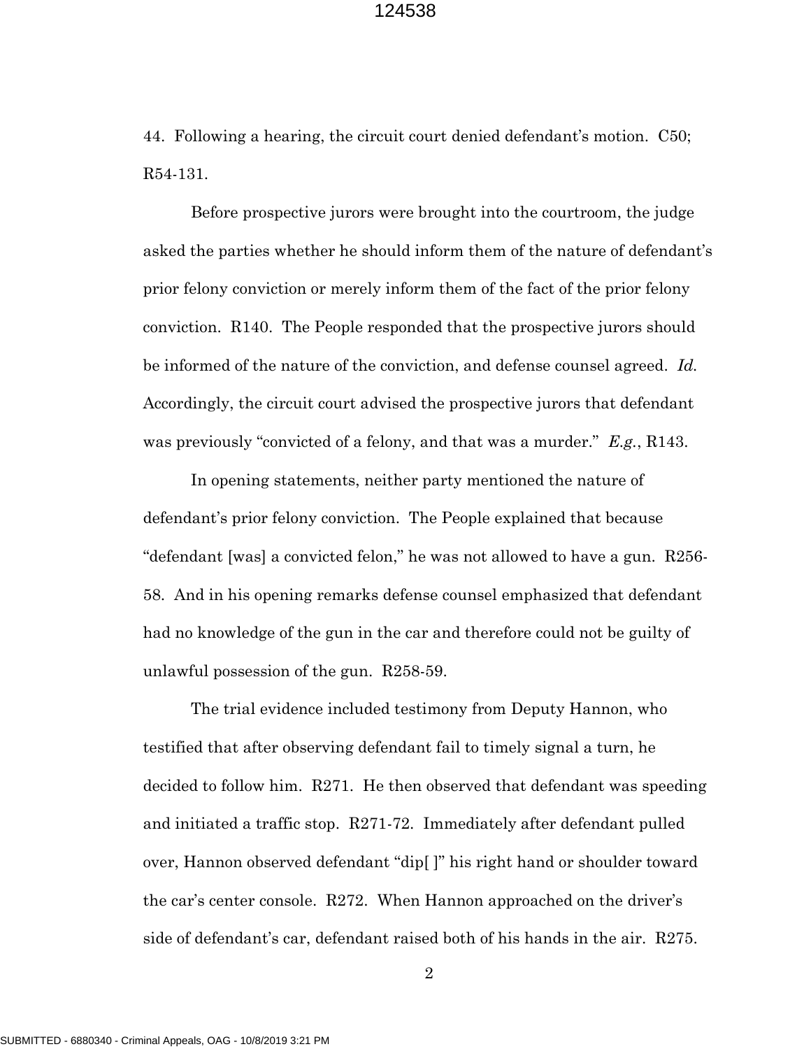44. Following a hearing, the circuit court denied defendant's motion. C50; R54-131.

Before prospective jurors were brought into the courtroom, the judge asked the parties whether he should inform them of the nature of defendant's prior felony conviction or merely inform them of the fact of the prior felony conviction. R140. The People responded that the prospective jurors should be informed of the nature of the conviction, and defense counsel agreed. *Id.* Accordingly, the circuit court advised the prospective jurors that defendant was previously "convicted of a felony, and that was a murder." *E.g.*, R143.

In opening statements, neither party mentioned the nature of defendant's prior felony conviction. The People explained that because "defendant [was] a convicted felon," he was not allowed to have a gun. R256-58. And in his opening remarks defense counsel emphasized that defendant had no knowledge of the gun in the car and therefore could not be guilty of unlawful possession of the gun. R258-59.

The trial evidence included testimony from Deputy Hannon, who testified that after observing defendant fail to timely signal a turn, he decided to follow him. R271. He then observed that defendant was speeding and initiated a traffic stop. R271-72. Immediately after defendant pulled over, Hannon observed defendant "dip[ ]" his right hand or shoulder toward the car's center console. R272. When Hannon approached on the driver's side of defendant's car, defendant raised both of his hands in the air. R275.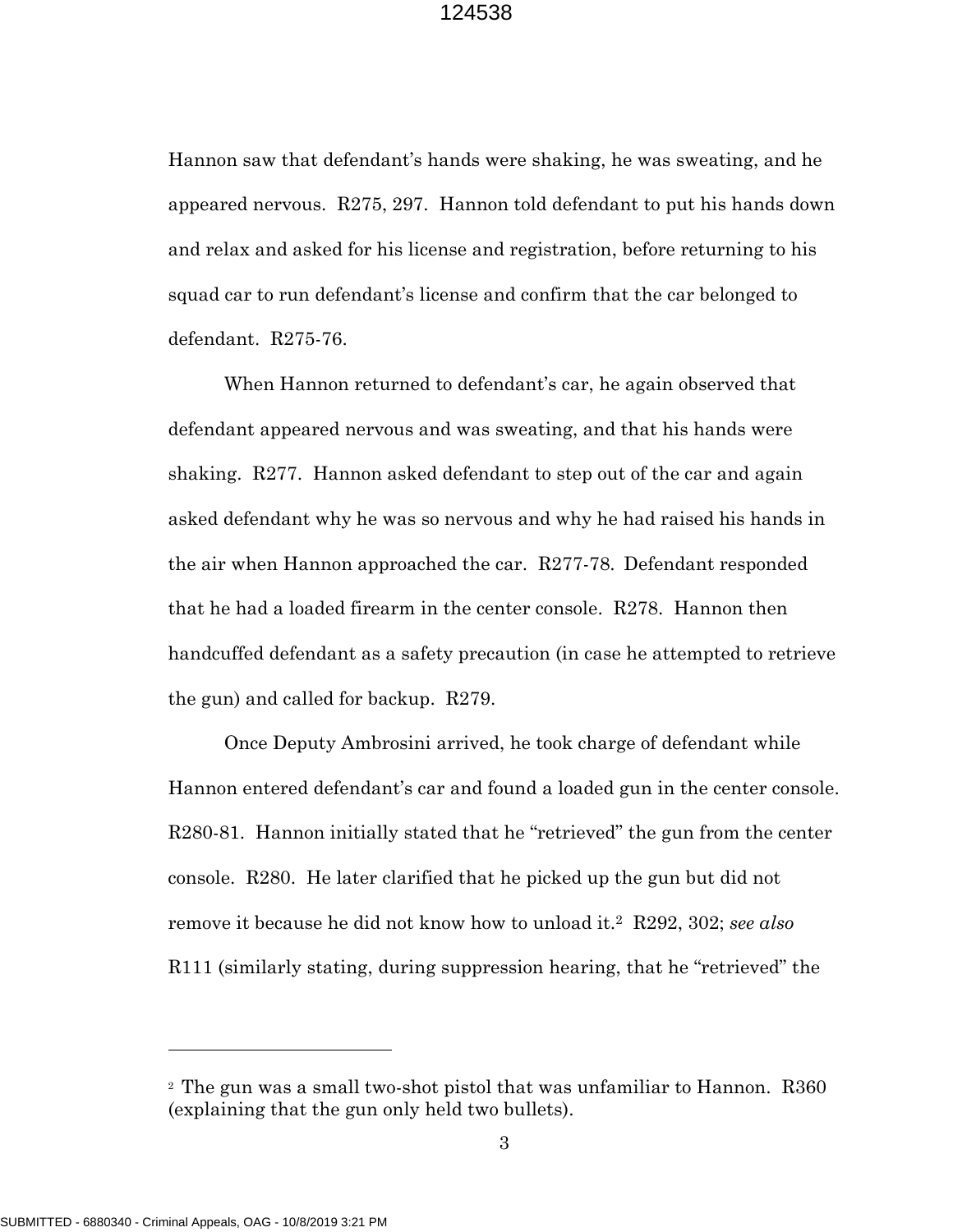Hannon saw that defendant's hands were shaking, he was sweating, and he appeared nervous. R275, 297. Hannon told defendant to put his hands down and relax and asked for his license and registration, before returning to his squad car to run defendant's license and confirm that the car belonged to defendant. R275-76.

When Hannon returned to defendant's car, he again observed that defendant appeared nervous and was sweating, and that his hands were shaking. R277. Hannon asked defendant to step out of the car and again asked defendant why he was so nervous and why he had raised his hands in the air when Hannon approached the car. R277-78. Defendant responded that he had a loaded firearm in the center console. R278. Hannon then handcuffed defendant as a safety precaution (in case he attempted to retrieve the gun) and called for backup. R279.

Once Deputy Ambrosini arrived, he took charge of defendant while Hannon entered defendant's car and found a loaded gun in the center console. R280-81. Hannon initially stated that he "retrieved" the gun from the center console. R280. He later clarified that he picked up the gun but did not remove it because he did not know how to unload it.[2] R292, 302; *see also* R111 (similarly stating, during suppression hearing, that he "retrieved" the

---

[2] The gun was a small two-shot pistol that was unfamiliar to Hannon. R360 (explaining that the gun only held two bullets).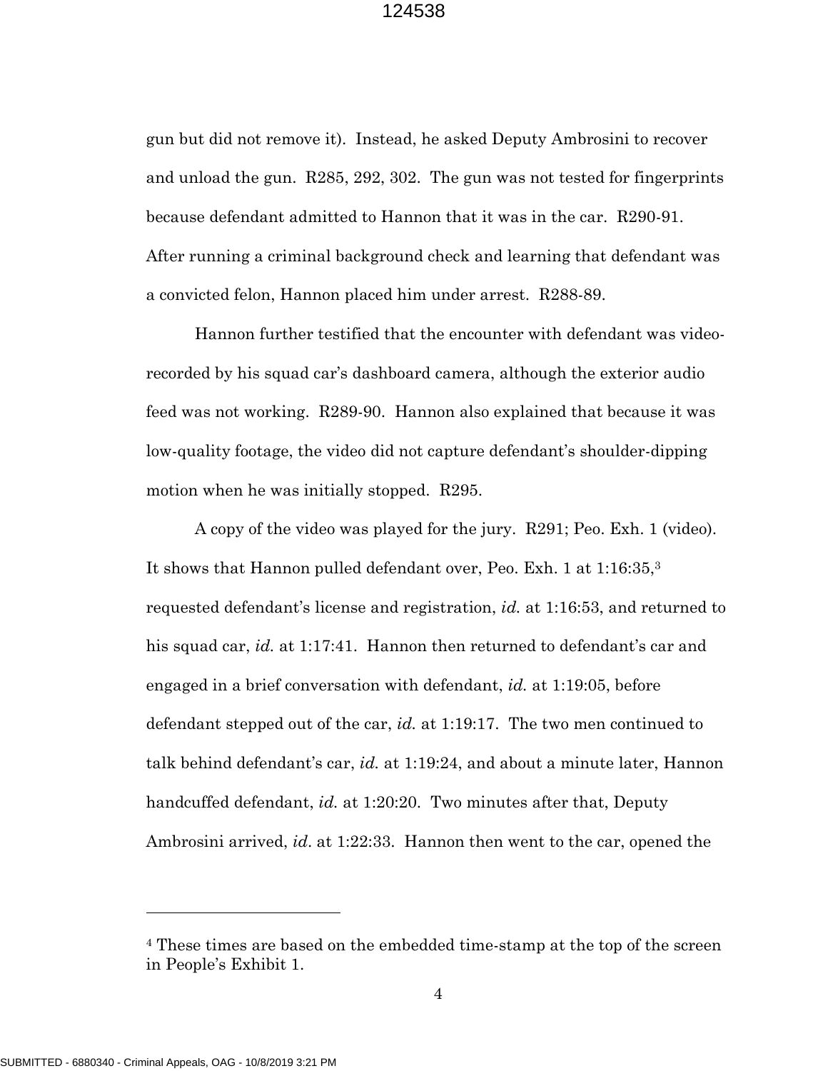gun but did not remove it). Instead, he asked Deputy Ambrosini to recover and unload the gun. R285, 292, 302. The gun was not tested for fingerprints because defendant admitted to Hannon that it was in the car. R290-91. After running a criminal background check and learning that defendant was a convicted felon, Hannon placed him under arrest. R288-89.

Hannon further testified that the encounter with defendant was video-recorded by his squad car's dashboard camera, although the exterior audio feed was not working. R289-90. Hannon also explained that because it was low-quality footage, the video did not capture defendant's shoulder-dipping motion when he was initially stopped. R295.

A copy of the video was played for the jury. R291; Peo. Exh. 1 (video). It shows that Hannon pulled defendant over, Peo. Exh. 1 at 1:16:35,[3] requested defendant's license and registration, *id.* at 1:16:53, and returned to his squad car, *id.* at 1:17:41. Hannon then returned to defendant's car and engaged in a brief conversation with defendant, *id.* at 1:19:05, before defendant stepped out of the car, *id.* at 1:19:17. The two men continued to talk behind defendant's car, *id.* at 1:19:24, and about a minute later, Hannon handcuffed defendant, *id.* at 1:20:20. Two minutes after that, Deputy Ambrosini arrived, *id.* at 1:22:33. Hannon then went to the car, opened the

---

[4] These times are based on the embedded time-stamp at the top of the screen in People's Exhibit 1.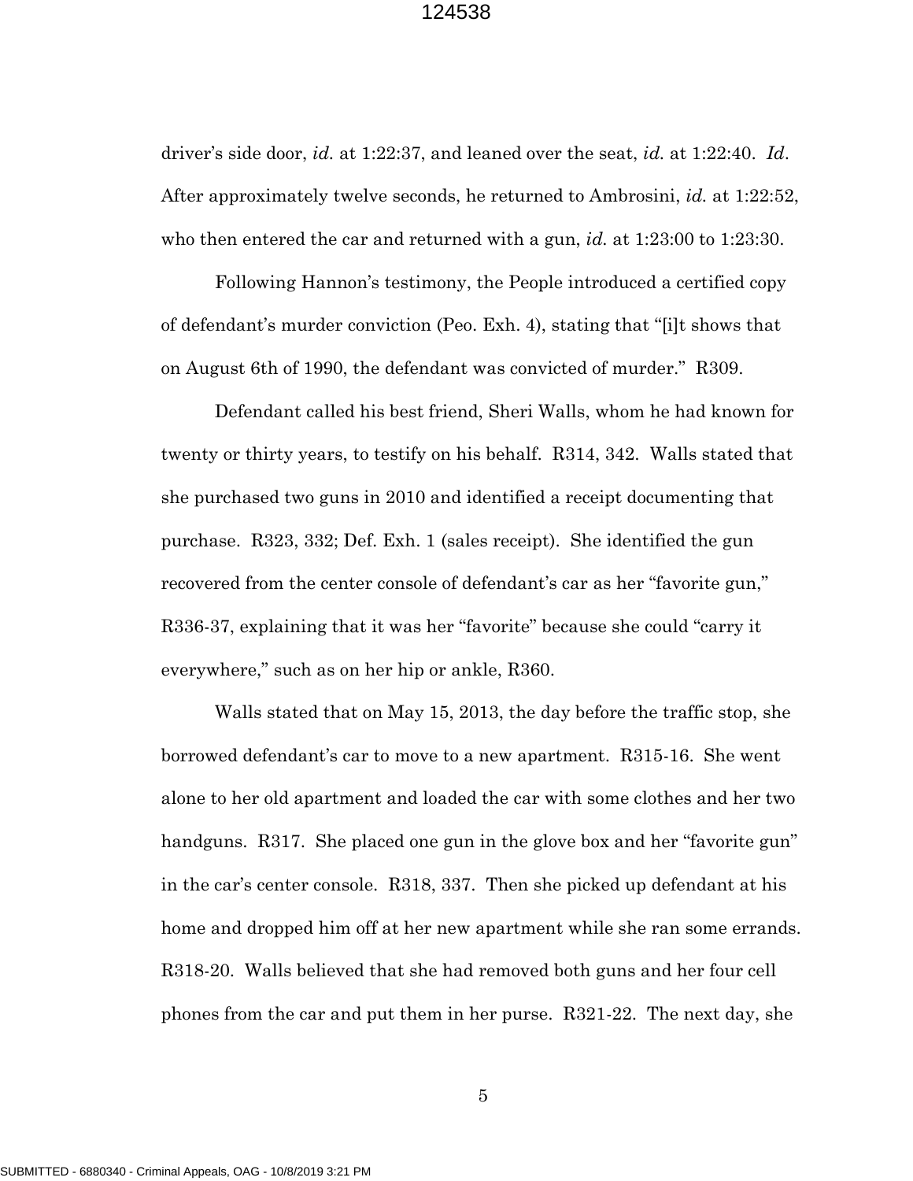driver's side door, *id.* at 1:22:37, and leaned over the seat, *id.* at 1:22:40. *Id*. After approximately twelve seconds, he returned to Ambrosini, *id.* at 1:22:52, who then entered the car and returned with a gun, *id.* at 1:23:00 to 1:23:30.

Following Hannon's testimony, the People introduced a certified copy of defendant's murder conviction (Peo. Exh. 4), stating that "[i]t shows that on August 6th of 1990, the defendant was convicted of murder." R309.

Defendant called his best friend, Sheri Walls, whom he had known for twenty or thirty years, to testify on his behalf. R314, 342. Walls stated that she purchased two guns in 2010 and identified a receipt documenting that purchase. R323, 332; Def. Exh. 1 (sales receipt). She identified the gun recovered from the center console of defendant's car as her "favorite gun," R336-37, explaining that it was her "favorite" because she could "carry it everywhere," such as on her hip or ankle, R360.

Walls stated that on May 15, 2013, the day before the traffic stop, she borrowed defendant's car to move to a new apartment. R315-16. She went alone to her old apartment and loaded the car with some clothes and her two handguns. R317. She placed one gun in the glove box and her "favorite gun" in the car's center console. R318, 337. Then she picked up defendant at his home and dropped him off at her new apartment while she ran some errands. R318-20. Walls believed that she had removed both guns and her four cell phones from the car and put them in her purse. R321-22. The next day, she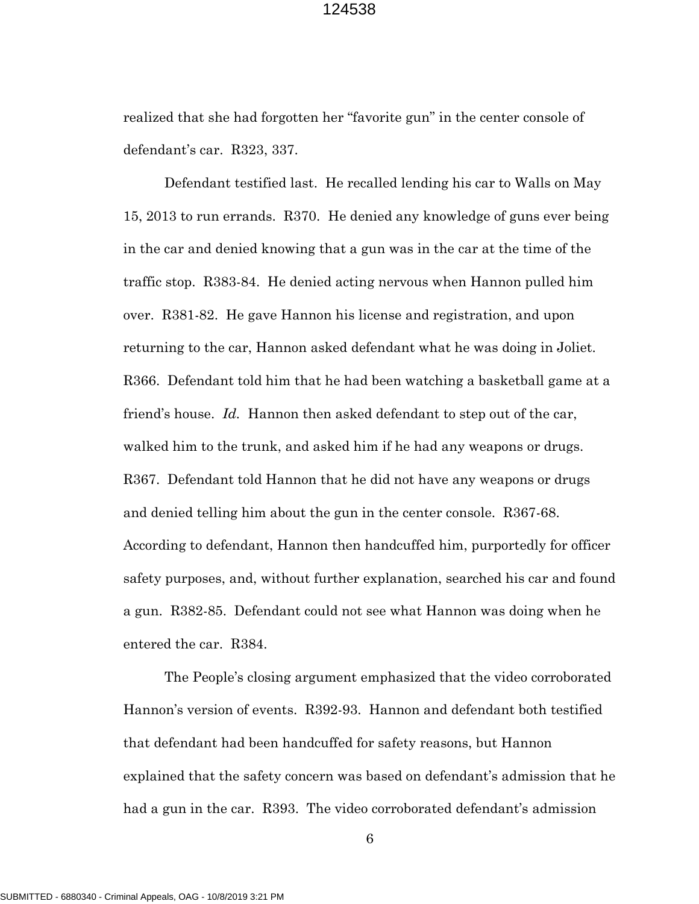realized that she had forgotten her "favorite gun" in the center console of defendant's car. R323, 337.

Defendant testified last. He recalled lending his car to Walls on May 15, 2013 to run errands. R370. He denied any knowledge of guns ever being in the car and denied knowing that a gun was in the car at the time of the traffic stop. R383-84. He denied acting nervous when Hannon pulled him over. R381-82. He gave Hannon his license and registration, and upon returning to the car, Hannon asked defendant what he was doing in Joliet. R366. Defendant told him that he had been watching a basketball game at a friend's house. *Id.* Hannon then asked defendant to step out of the car, walked him to the trunk, and asked him if he had any weapons or drugs. R367. Defendant told Hannon that he did not have any weapons or drugs and denied telling him about the gun in the center console. R367-68. According to defendant, Hannon then handcuffed him, purportedly for officer safety purposes, and, without further explanation, searched his car and found a gun. R382-85. Defendant could not see what Hannon was doing when he entered the car. R384.

The People's closing argument emphasized that the video corroborated Hannon's version of events. R392-93. Hannon and defendant both testified that defendant had been handcuffed for safety reasons, but Hannon explained that the safety concern was based on defendant's admission that he had a gun in the car. R393. The video corroborated defendant's admission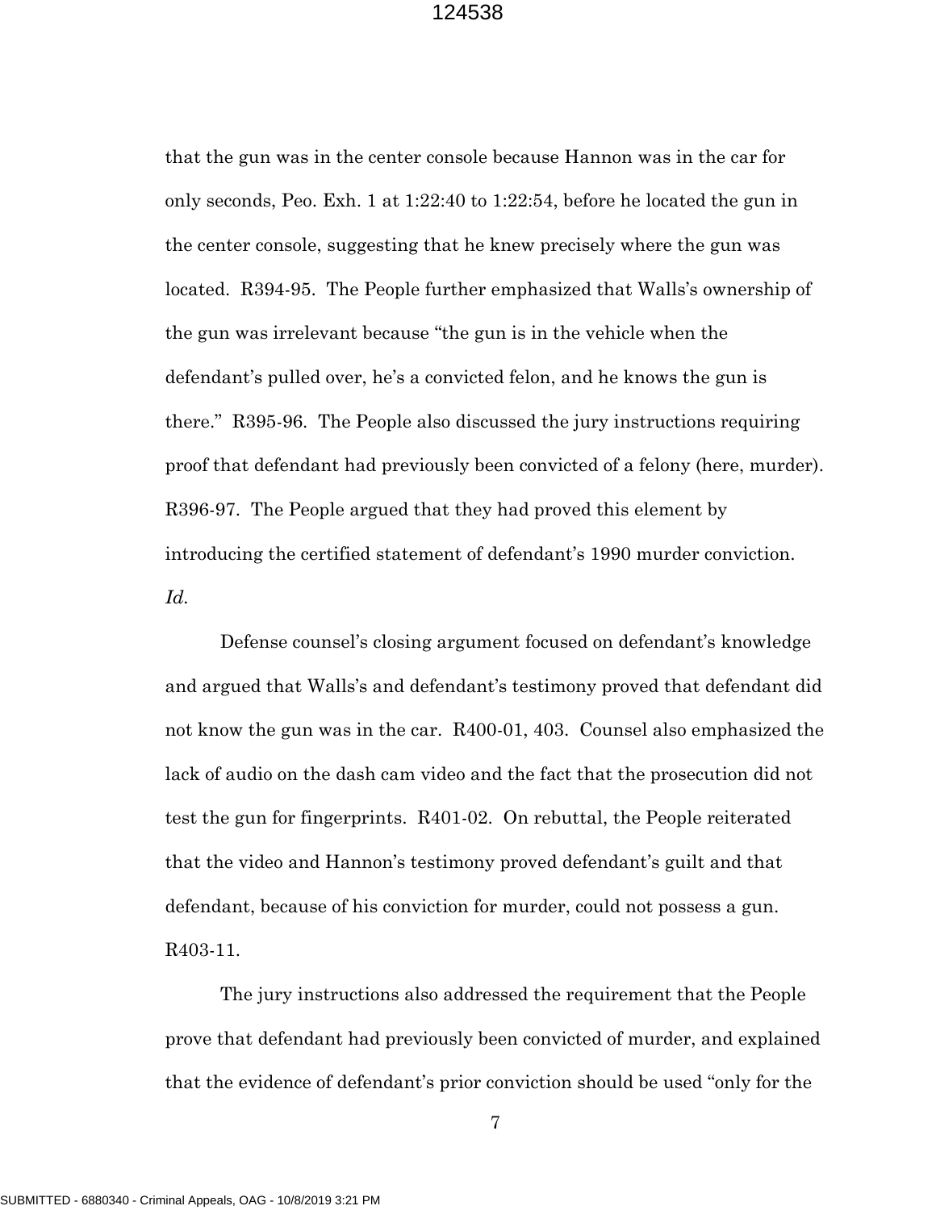that the gun was in the center console because Hannon was in the car for only seconds, Peo. Exh. 1 at 1:22:40 to 1:22:54, before he located the gun in the center console, suggesting that he knew precisely where the gun was located. R394-95. The People further emphasized that Walls's ownership of the gun was irrelevant because "the gun is in the vehicle when the defendant's pulled over, he's a convicted felon, and he knows the gun is there." R395-96. The People also discussed the jury instructions requiring proof that defendant had previously been convicted of a felony (here, murder). R396-97. The People argued that they had proved this element by introducing the certified statement of defendant's 1990 murder conviction. *Id.*

Defense counsel's closing argument focused on defendant's knowledge and argued that Walls's and defendant's testimony proved that defendant did not know the gun was in the car. R400-01, 403. Counsel also emphasized the lack of audio on the dash cam video and the fact that the prosecution did not test the gun for fingerprints. R401-02. On rebuttal, the People reiterated that the video and Hannon's testimony proved defendant's guilt and that defendant, because of his conviction for murder, could not possess a gun. R403-11.

The jury instructions also addressed the requirement that the People prove that defendant had previously been convicted of murder, and explained that the evidence of defendant's prior conviction should be used "only for the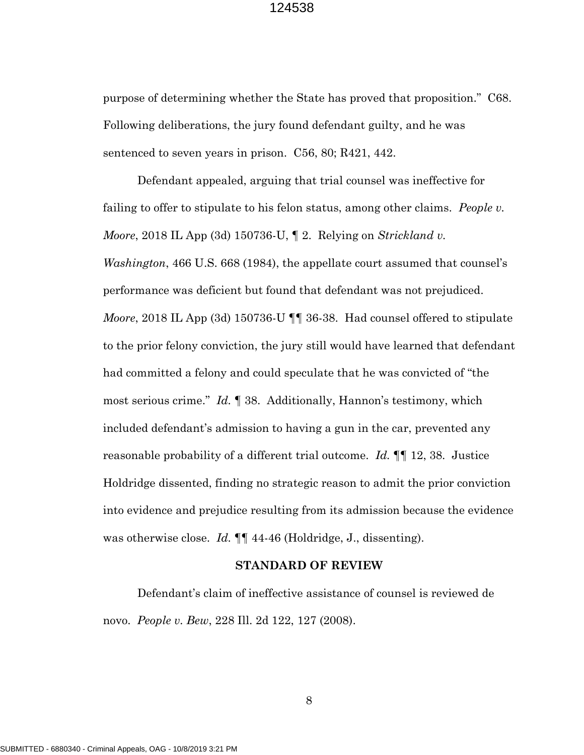purpose of determining whether the State has proved that proposition." C68. Following deliberations, the jury found defendant guilty, and he was sentenced to seven years in prison. C56, 80; R421, 442.

Defendant appealed, arguing that trial counsel was ineffective for failing to offer to stipulate to his felon status, among other claims. *People v. Moore*, 2018 IL App (3d) 150736-U, ¶ 2. Relying on *Strickland v. Washington*, 466 U.S. 668 (1984), the appellate court assumed that counsel's performance was deficient but found that defendant was not prejudiced. *Moore*, 2018 IL App (3d) 150736-U ¶¶ 36-38. Had counsel offered to stipulate to the prior felony conviction, the jury still would have learned that defendant had committed a felony and could speculate that he was convicted of "the most serious crime." *Id.* ¶ 38. Additionally, Hannon's testimony, which included defendant's admission to having a gun in the car, prevented any reasonable probability of a different trial outcome. *Id.* ¶¶ 12, 38. Justice Holdridge dissented, finding no strategic reason to admit the prior conviction into evidence and prejudice resulting from its admission because the evidence was otherwise close. *Id.* ¶¶ 44-46 (Holdridge, J., dissenting).

## STANDARD OF REVIEW

Defendant's claim of ineffective assistance of counsel is reviewed de novo. *People v. Bew*, 228 Ill. 2d 122, 127 (2008).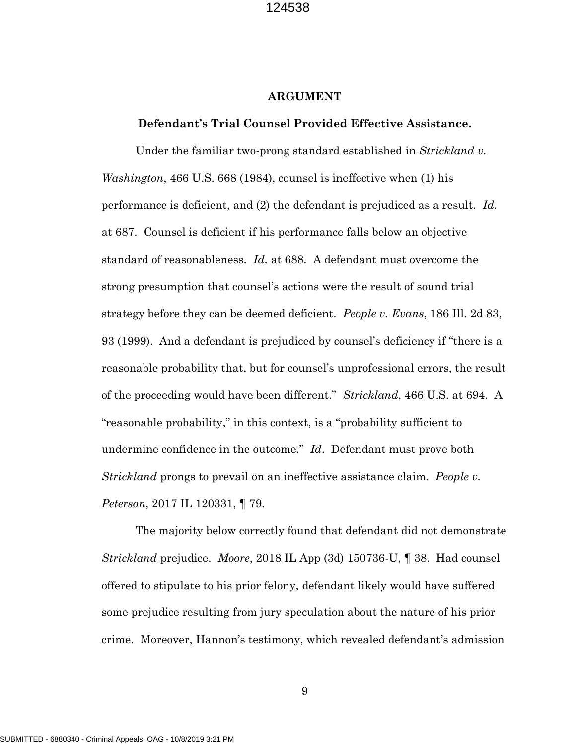## ARGUMENT

### Defendant's Trial Counsel Provided Effective Assistance.

Under the familiar two-prong standard established in *Strickland v. Washington*, 466 U.S. 668 (1984), counsel is ineffective when (1) his performance is deficient, and (2) the defendant is prejudiced as a result. *Id.* at 687. Counsel is deficient if his performance falls below an objective standard of reasonableness. *Id.* at 688. A defendant must overcome the strong presumption that counsel's actions were the result of sound trial strategy before they can be deemed deficient. *People v. Evans*, 186 Ill. 2d 83, 93 (1999). And a defendant is prejudiced by counsel's deficiency if "there is a reasonable probability that, but for counsel's unprofessional errors, the result of the proceeding would have been different." *Strickland*, 466 U.S. at 694. A "reasonable probability," in this context, is a "probability sufficient to undermine confidence in the outcome." *Id*. Defendant must prove both *Strickland* prongs to prevail on an ineffective assistance claim. *People v. Peterson*, 2017 IL 120331, ¶ 79.

The majority below correctly found that defendant did not demonstrate *Strickland* prejudice. *Moore*, 2018 IL App (3d) 150736-U, ¶ 38. Had counsel offered to stipulate to his prior felony, defendant likely would have suffered some prejudice resulting from jury speculation about the nature of his prior crime. Moreover, Hannon's testimony, which revealed defendant's admission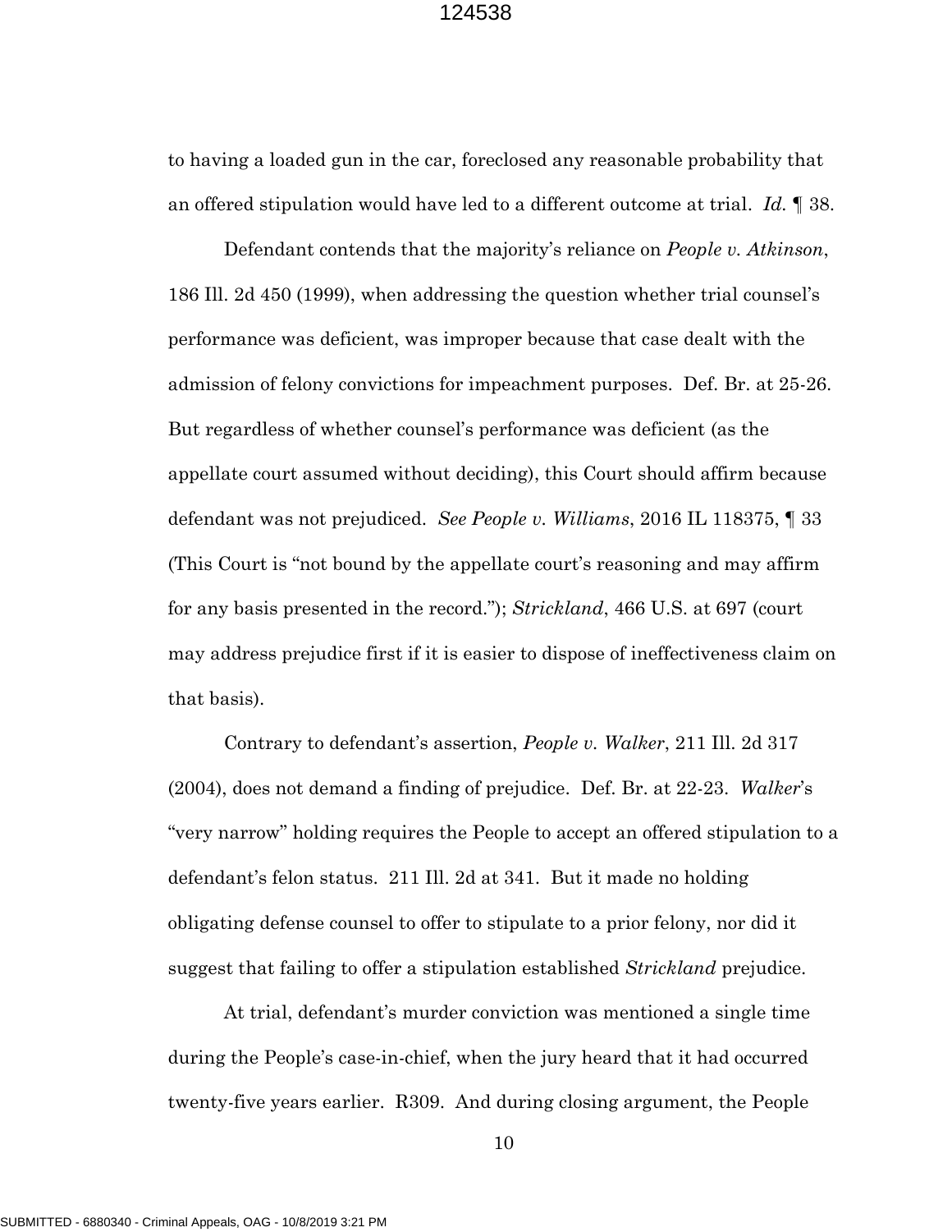to having a loaded gun in the car, foreclosed any reasonable probability that an offered stipulation would have led to a different outcome at trial. *Id.* ¶ 38.

Defendant contends that the majority's reliance on *People v. Atkinson*, 186 Ill. 2d 450 (1999), when addressing the question whether trial counsel's performance was deficient, was improper because that case dealt with the admission of felony convictions for impeachment purposes. Def. Br. at 25-26. But regardless of whether counsel's performance was deficient (as the appellate court assumed without deciding), this Court should affirm because defendant was not prejudiced. *See People v. Williams*, 2016 IL 118375, ¶ 33 (This Court is "not bound by the appellate court's reasoning and may affirm for any basis presented in the record."); *Strickland*, 466 U.S. at 697 (court may address prejudice first if it is easier to dispose of ineffectiveness claim on that basis).

Contrary to defendant's assertion, *People v. Walker*, 211 Ill. 2d 317 (2004), does not demand a finding of prejudice. Def. Br. at 22-23. *Walker*'s "very narrow" holding requires the People to accept an offered stipulation to a defendant's felon status. 211 Ill. 2d at 341. But it made no holding obligating defense counsel to offer to stipulate to a prior felony, nor did it suggest that failing to offer a stipulation established *Strickland* prejudice.

At trial, defendant's murder conviction was mentioned a single time during the People's case-in-chief, when the jury heard that it had occurred twenty-five years earlier. R309. And during closing argument, the People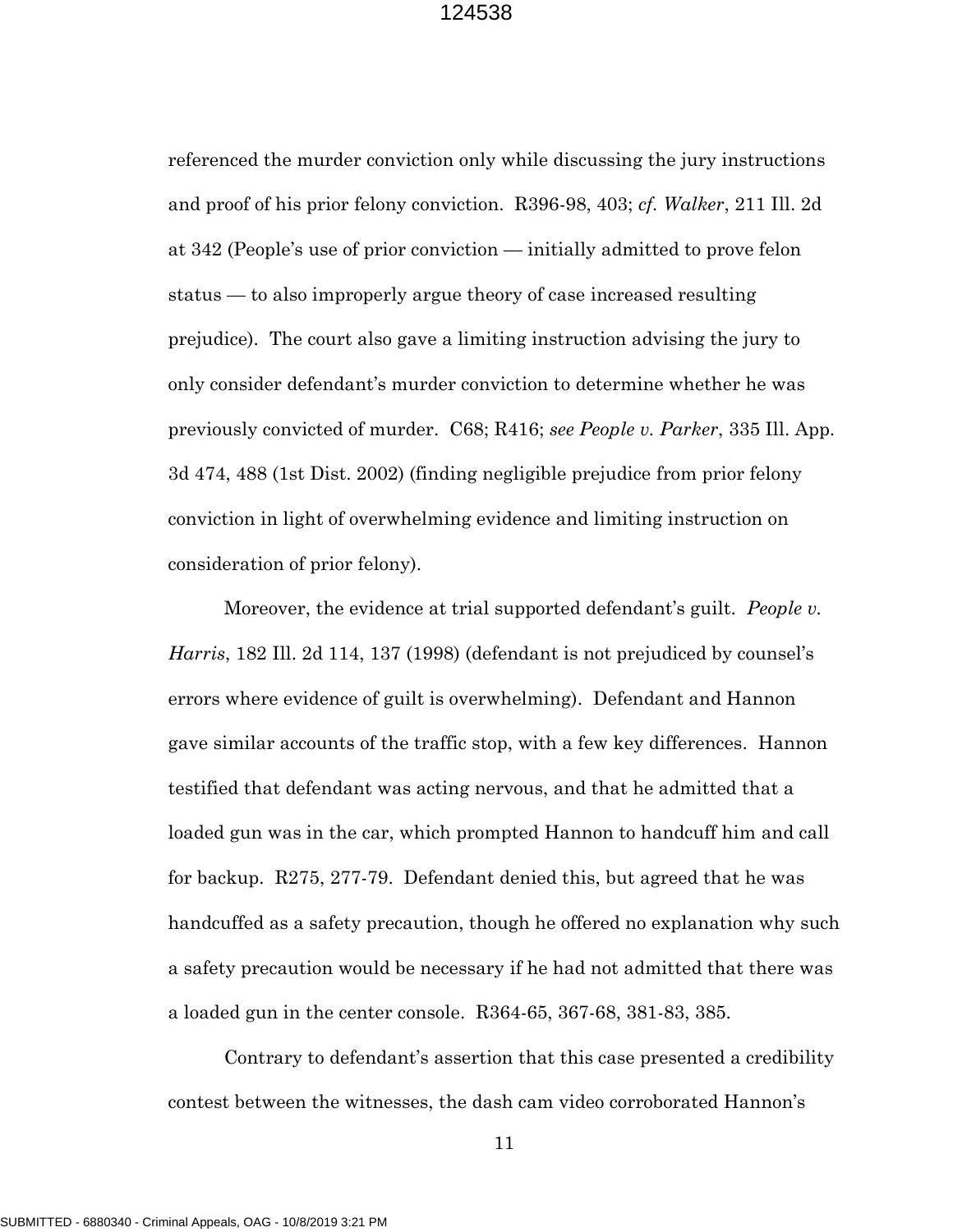referenced the murder conviction only while discussing the jury instructions and proof of his prior felony conviction. R396-98, 403; *cf. Walker*, 211 Ill. 2d at 342 (People's use of prior conviction — initially admitted to prove felon status — to also improperly argue theory of case increased resulting prejudice). The court also gave a limiting instruction advising the jury to only consider defendant's murder conviction to determine whether he was previously convicted of murder. C68; R416; *see People v. Parker*, 335 Ill. App. 3d 474, 488 (1st Dist. 2002) (finding negligible prejudice from prior felony conviction in light of overwhelming evidence and limiting instruction on consideration of prior felony).

Moreover, the evidence at trial supported defendant's guilt. *People v. Harris*, 182 Ill. 2d 114, 137 (1998) (defendant is not prejudiced by counsel's errors where evidence of guilt is overwhelming). Defendant and Hannon gave similar accounts of the traffic stop, with a few key differences. Hannon testified that defendant was acting nervous, and that he admitted that a loaded gun was in the car, which prompted Hannon to handcuff him and call for backup. R275, 277-79. Defendant denied this, but agreed that he was handcuffed as a safety precaution, though he offered no explanation why such a safety precaution would be necessary if he had not admitted that there was a loaded gun in the center console. R364-65, 367-68, 381-83, 385.

Contrary to defendant's assertion that this case presented a credibility contest between the witnesses, the dash cam video corroborated Hannon's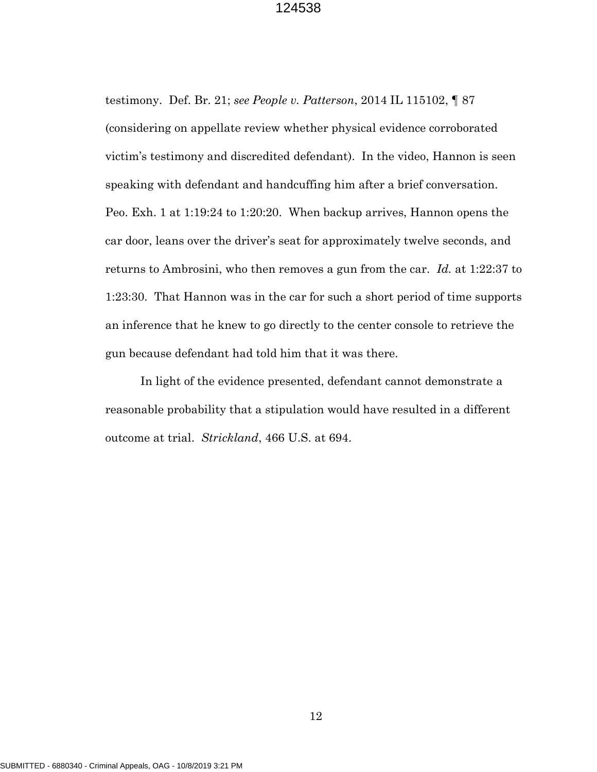testimony. Def. Br. 21; *see People v. Patterson*, 2014 IL 115102, ¶ 87 (considering on appellate review whether physical evidence corroborated victim's testimony and discredited defendant). In the video, Hannon is seen speaking with defendant and handcuffing him after a brief conversation. Peo. Exh. 1 at 1:19:24 to 1:20:20. When backup arrives, Hannon opens the car door, leans over the driver's seat for approximately twelve seconds, and returns to Ambrosini, who then removes a gun from the car. *Id.* at 1:22:37 to 1:23:30. That Hannon was in the car for such a short period of time supports an inference that he knew to go directly to the center console to retrieve the gun because defendant had told him that it was there.

In light of the evidence presented, defendant cannot demonstrate a reasonable probability that a stipulation would have resulted in a different outcome at trial. *Strickland*, 466 U.S. at 694.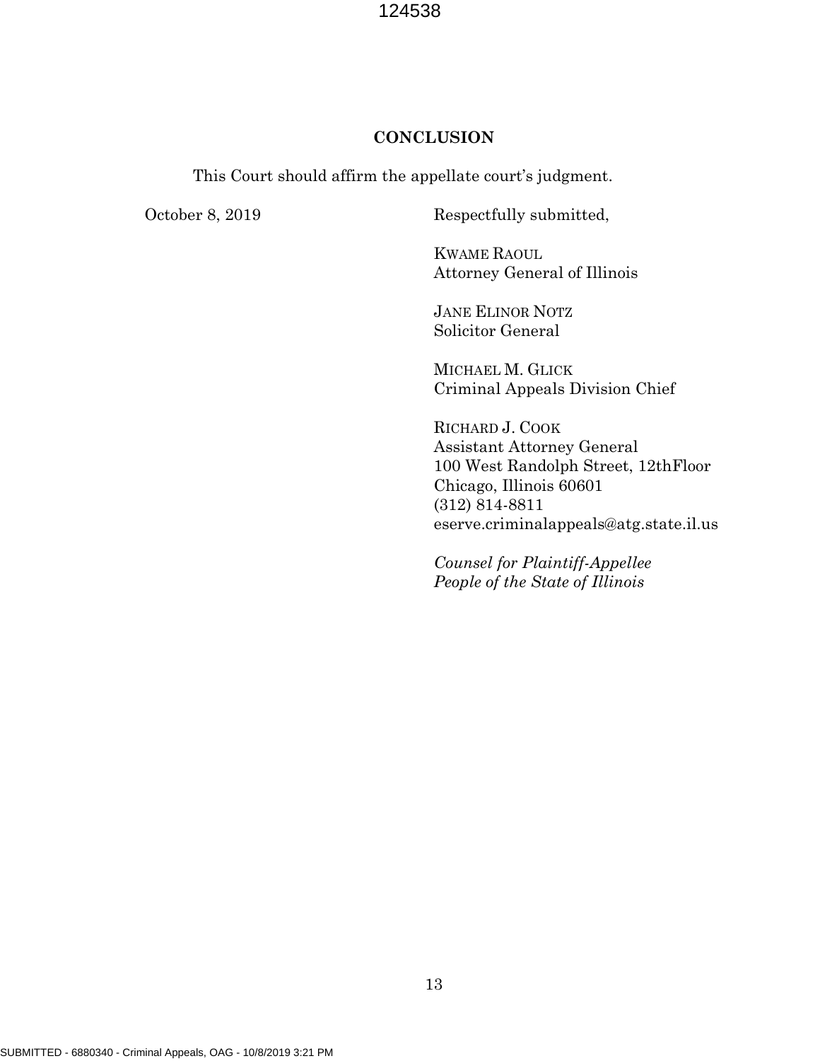**CONCLUSION**

This Court should affirm the appellate court's judgment.

October 8, 2019

Respectfully submitted,

KWAME RAOUL
Attorney General of Illinois

JANE ELINOR NOTZ
Solicitor General

MICHAEL M. GLICK
Criminal Appeals Division Chief

RICHARD J. COOK
Assistant Attorney General
100 West Randolph Street, 12thFloor
Chicago, Illinois 60601
(312) 814-8811
eserve.criminalappeals@atg.state.il.us

*Counsel for Plaintiff-Appellee*
*People of the State of Illinois*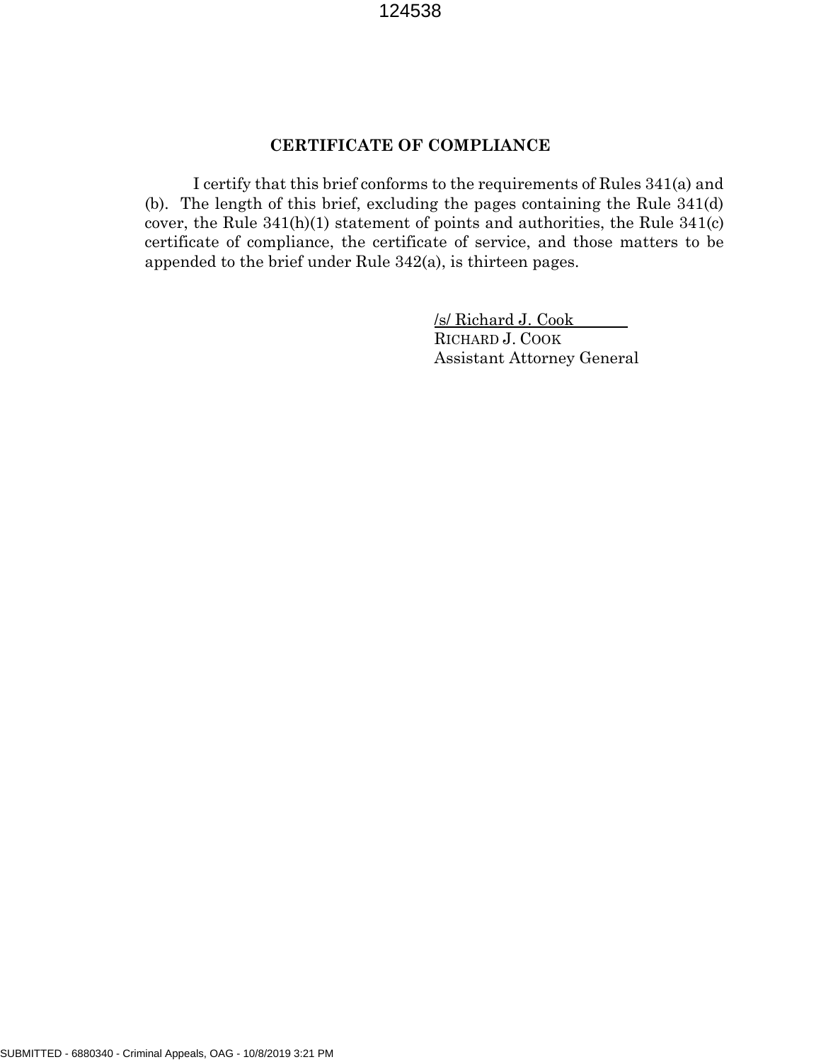## CERTIFICATE OF COMPLIANCE

I certify that this brief conforms to the requirements of Rules 341(a) and (b). The length of this brief, excluding the pages containing the Rule 341(d) cover, the Rule 341(h)(1) statement of points and authorities, the Rule 341(c) certificate of compliance, the certificate of service, and those matters to be appended to the brief under Rule 342(a), is thirteen pages.

/s/ Richard J. Cook
RICHARD J. COOK
Assistant Attorney General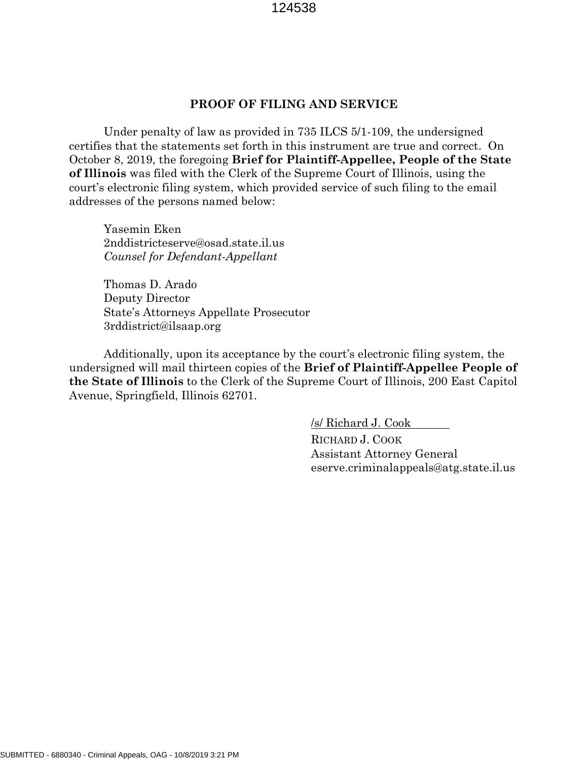**PROOF OF FILING AND SERVICE**

Under penalty of law as provided in 735 ILCS 5/1-109, the undersigned certifies that the statements set forth in this instrument are true and correct. On October 8, 2019, the foregoing **Brief for Plaintiff-Appellee, People of the State of Illinois** was filed with the Clerk of the Supreme Court of Illinois, using the court's electronic filing system, which provided service of such filing to the email addresses of the persons named below:

Yasemin Eken
2nddistricteserve@osad.state.il.us
*Counsel for Defendant-Appellant*

Thomas D. Arado
Deputy Director
State's Attorneys Appellate Prosecutor
3rddistrict@ilsaap.org

Additionally, upon its acceptance by the court's electronic filing system, the undersigned will mail thirteen copies of the **Brief of Plaintiff-Appellee People of the State of Illinois** to the Clerk of the Supreme Court of Illinois, 200 East Capitol Avenue, Springfield, Illinois 62701.

/s/ Richard J. Cook
RICHARD J. COOK
Assistant Attorney General
eserve.criminalappeals@atg.state.il.us